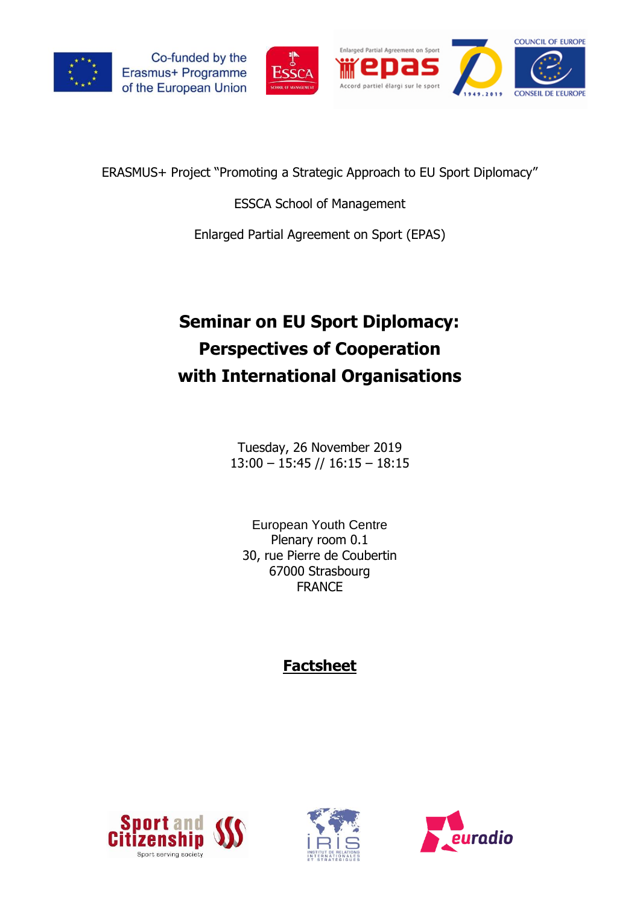Co-funded by the Erasmus+ Programme of the European Union

ERASMUS+ Project "Promoting a Strategic Approach to EU Sport Diplomacy"

ESSCA School of Management

Enlarged Partial Agreement on Sport (EPAS)

# Seminar on EU Sport Diplomacy: Perspectives of Cooperation with International Organisations

Tuesday, 26 November 2019
13:00 – 15:45 // 16:15 – 18:15

European Youth Centre
Plenary room 0.1
30, rue Pierre de Coubertin
67000 Strasbourg
FRANCE

## Factsheet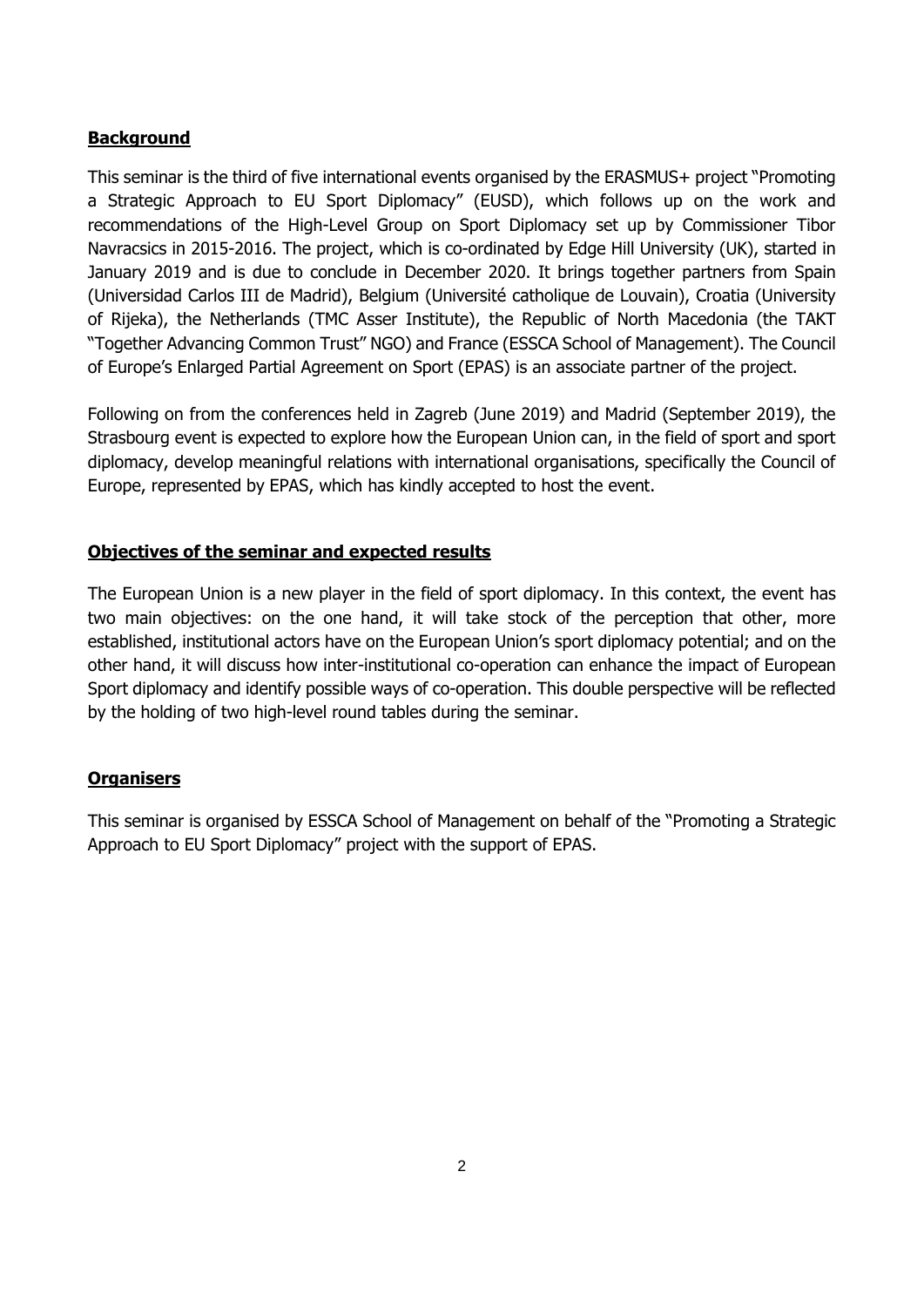## Background

This seminar is the third of five international events organised by the ERASMUS+ project "Promoting a Strategic Approach to EU Sport Diplomacy" (EUSD), which follows up on the work and recommendations of the High-Level Group on Sport Diplomacy set up by Commissioner Tibor Navracsics in 2015-2016. The project, which is co-ordinated by Edge Hill University (UK), started in January 2019 and is due to conclude in December 2020. It brings together partners from Spain (Universidad Carlos III de Madrid), Belgium (Université catholique de Louvain), Croatia (University of Rijeka), the Netherlands (TMC Asser Institute), the Republic of North Macedonia (the TAKT "Together Advancing Common Trust" NGO) and France (ESSCA School of Management). The Council of Europe's Enlarged Partial Agreement on Sport (EPAS) is an associate partner of the project.

Following on from the conferences held in Zagreb (June 2019) and Madrid (September 2019), the Strasbourg event is expected to explore how the European Union can, in the field of sport and sport diplomacy, develop meaningful relations with international organisations, specifically the Council of Europe, represented by EPAS, which has kindly accepted to host the event.

## Objectives of the seminar and expected results

The European Union is a new player in the field of sport diplomacy. In this context, the event has two main objectives: on the one hand, it will take stock of the perception that other, more established, institutional actors have on the European Union's sport diplomacy potential; and on the other hand, it will discuss how inter-institutional co-operation can enhance the impact of European Sport diplomacy and identify possible ways of co-operation. This double perspective will be reflected by the holding of two high-level round tables during the seminar.

## Organisers

This seminar is organised by ESSCA School of Management on behalf of the "Promoting a Strategic Approach to EU Sport Diplomacy" project with the support of EPAS.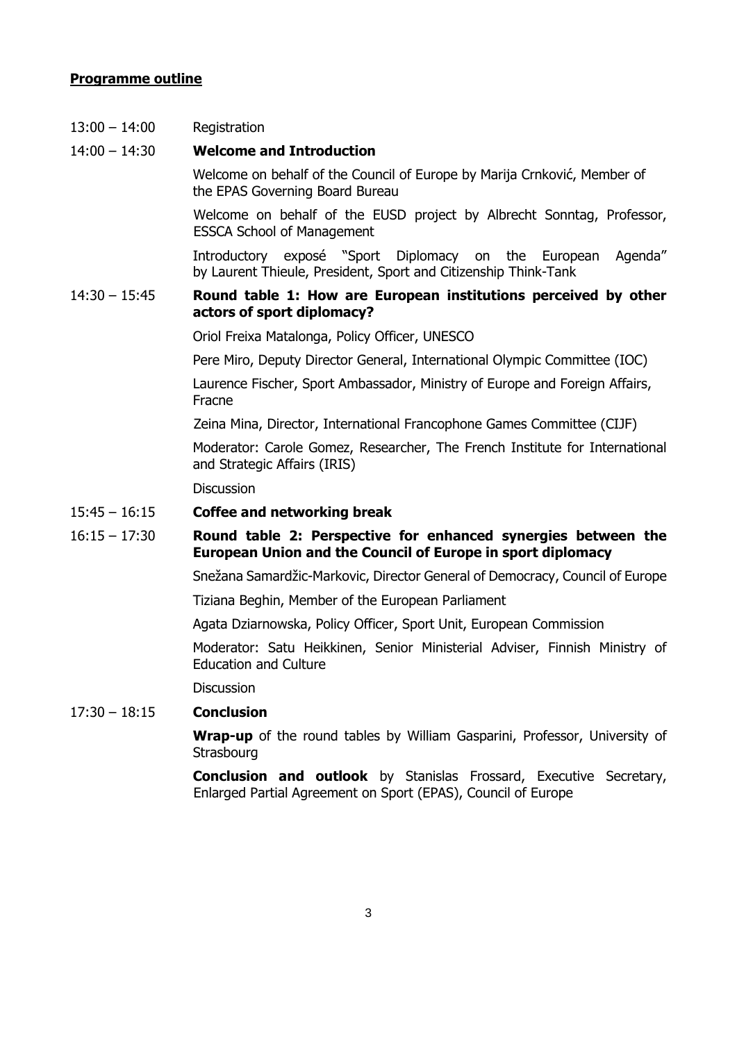**Programme outline**

13:00 – 14:00 Registration

14:00 – 14:30 **Welcome and Introduction**

Welcome on behalf of the Council of Europe by Marija Crnković, Member of the EPAS Governing Board Bureau

Welcome on behalf of the EUSD project by Albrecht Sonntag, Professor, ESSCA School of Management

Introductory exposé "Sport Diplomacy on the European Agenda" by Laurent Thieule, President, Sport and Citizenship Think-Tank

14:30 – 15:45 **Round table 1: How are European institutions perceived by other actors of sport diplomacy?**

Oriol Freixa Matalonga, Policy Officer, UNESCO

Pere Miro, Deputy Director General, International Olympic Committee (IOC)

Laurence Fischer, Sport Ambassador, Ministry of Europe and Foreign Affairs, Fracne

Zeina Mina, Director, International Francophone Games Committee (CIJF)

Moderator: Carole Gomez, Researcher, The French Institute for International and Strategic Affairs (IRIS)

Discussion

15:45 – 16:15 **Coffee and networking break**

16:15 – 17:30 **Round table 2: Perspective for enhanced synergies between the European Union and the Council of Europe in sport diplomacy**

Snežana Samardžic-Markovic, Director General of Democracy, Council of Europe

Tiziana Beghin, Member of the European Parliament

Agata Dziarnowska, Policy Officer, Sport Unit, European Commission

Moderator: Satu Heikkinen, Senior Ministerial Adviser, Finnish Ministry of Education and Culture

Discussion

17:30 – 18:15 **Conclusion**

**Wrap-up** of the round tables by William Gasparini, Professor, University of Strasbourg

**Conclusion and outlook** by Stanislas Frossard, Executive Secretary, Enlarged Partial Agreement on Sport (EPAS), Council of Europe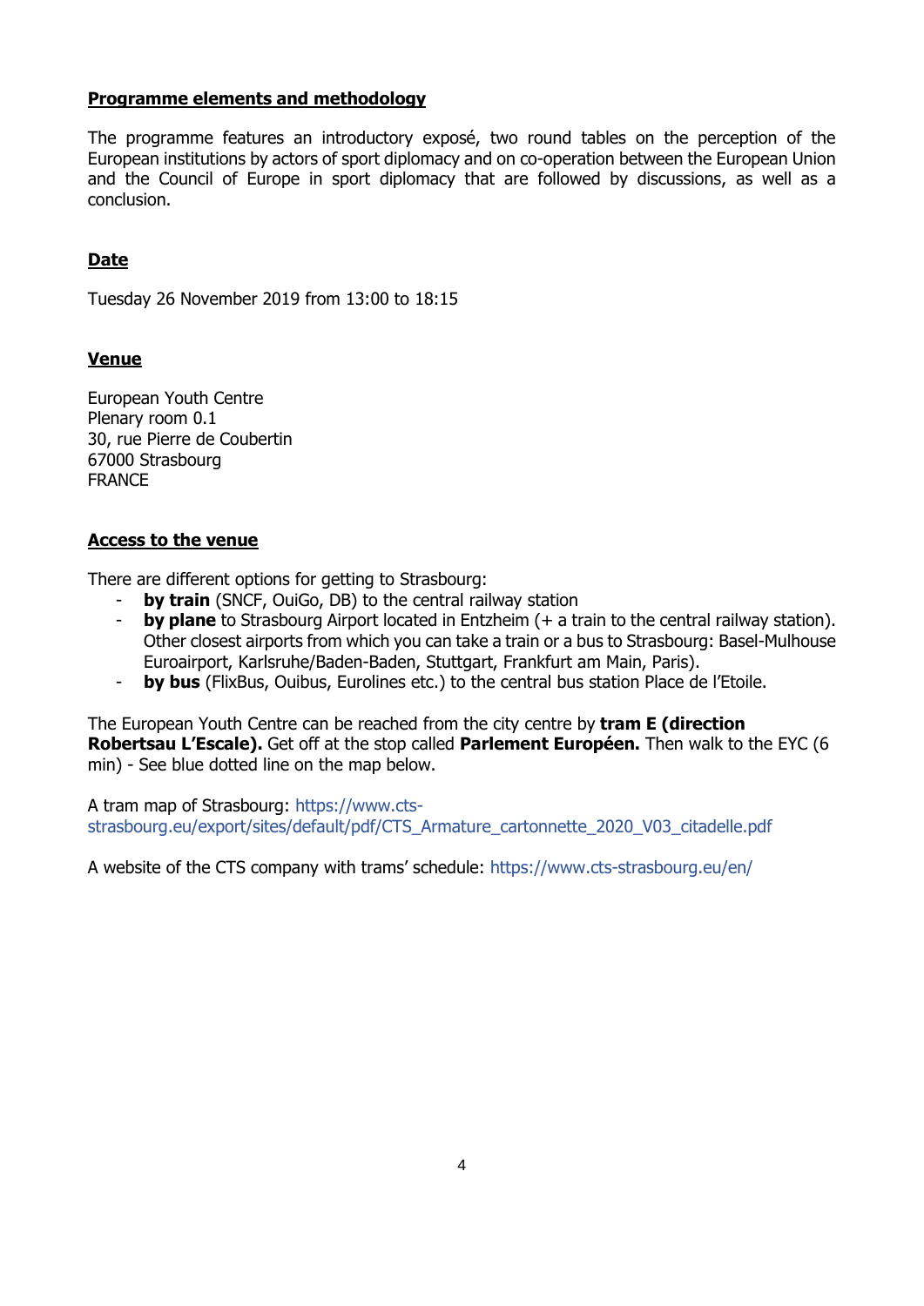## Programme elements and methodology

The programme features an introductory exposé, two round tables on the perception of the European institutions by actors of sport diplomacy and on co-operation between the European Union and the Council of Europe in sport diplomacy that are followed by discussions, as well as a conclusion.

## Date

Tuesday 26 November 2019 from 13:00 to 18:15

## Venue

European Youth Centre  
Plenary room 0.1  
30, rue Pierre de Coubertin  
67000 Strasbourg  
FRANCE

## Access to the venue

There are different options for getting to Strasbourg:

- **by train** (SNCF, OuiGo, DB) to the central railway station
- **by plane** to Strasbourg Airport located in Entzheim (+ a train to the central railway station). Other closest airports from which you can take a train or a bus to Strasbourg: Basel-Mulhouse Euroairport, Karlsruhe/Baden-Baden, Stuttgart, Frankfurt am Main, Paris).
- **by bus** (FlixBus, Ouibus, Eurolines etc.) to the central bus station Place de l'Etoile.

The European Youth Centre can be reached from the city centre by **tram E (direction Robertsau L'Escale).** Get off at the stop called **Parlement Européen.** Then walk to the EYC (6 min) - See blue dotted line on the map below.

A tram map of Strasbourg: https://www.cts-strasbourg.eu/export/sites/default/pdf/CTS_Armature_cartonnette_2020_V03_citadelle.pdf

A website of the CTS company with trams' schedule: https://www.cts-strasbourg.eu/en/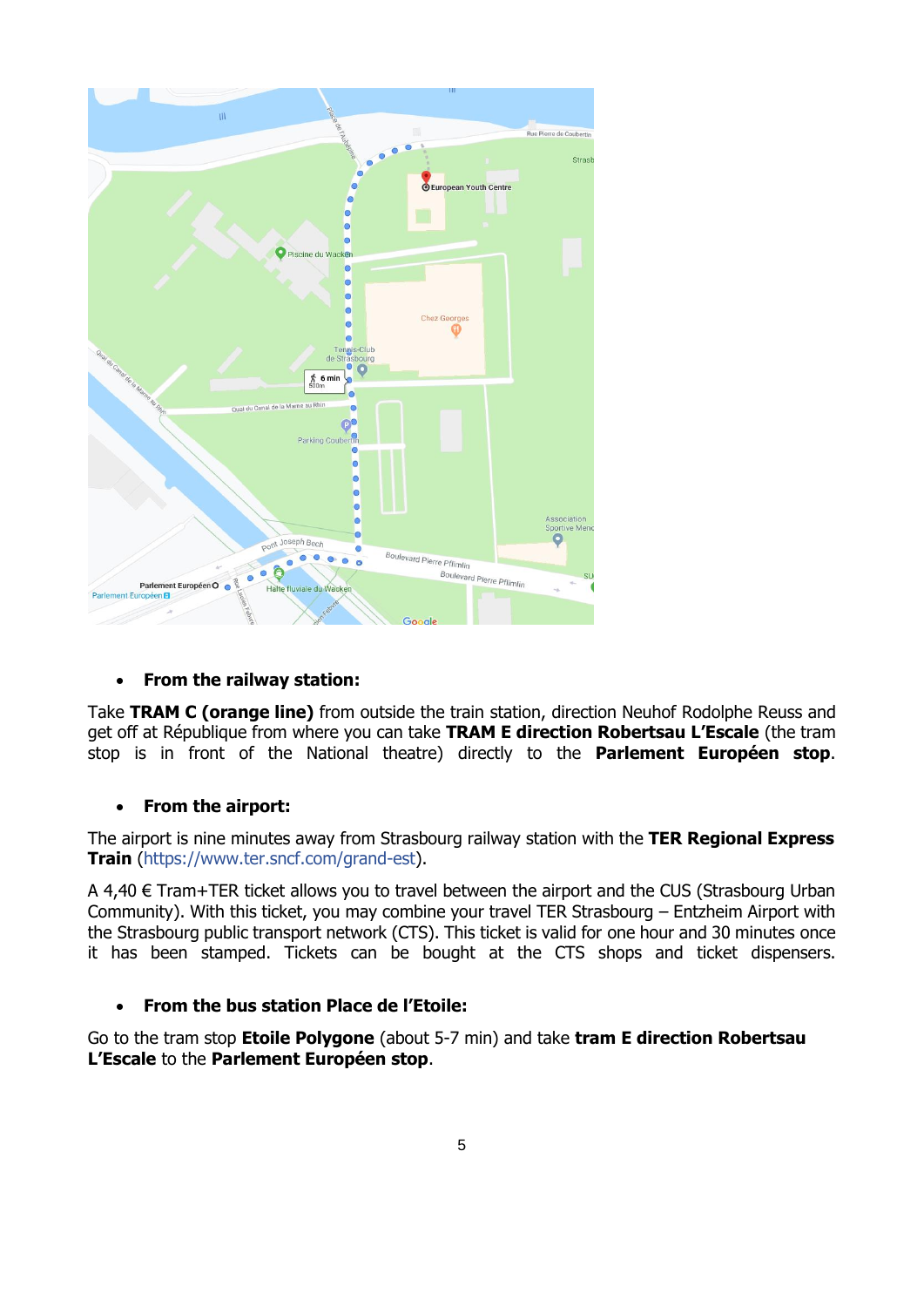- **From the railway station:**

Take **TRAM C (orange line)** from outside the train station, direction Neuhof Rodolphe Reuss and get off at République from where you can take **TRAM E direction Robertsau L'Escale** (the tram stop is in front of the National theatre) directly to the **Parlement Européen stop**.

- **From the airport:**

The airport is nine minutes away from Strasbourg railway station with the **TER Regional Express Train** (https://www.ter.sncf.com/grand-est).

A 4,40 € Tram+TER ticket allows you to travel between the airport and the CUS (Strasbourg Urban Community). With this ticket, you may combine your travel TER Strasbourg – Entzheim Airport with the Strasbourg public transport network (CTS). This ticket is valid for one hour and 30 minutes once it has been stamped. Tickets can be bought at the CTS shops and ticket dispensers.

- **From the bus station Place de l'Etoile:**

Go to the tram stop **Etoile Polygone** (about 5-7 min) and take **tram E direction Robertsau L'Escale** to the **Parlement Européen stop**.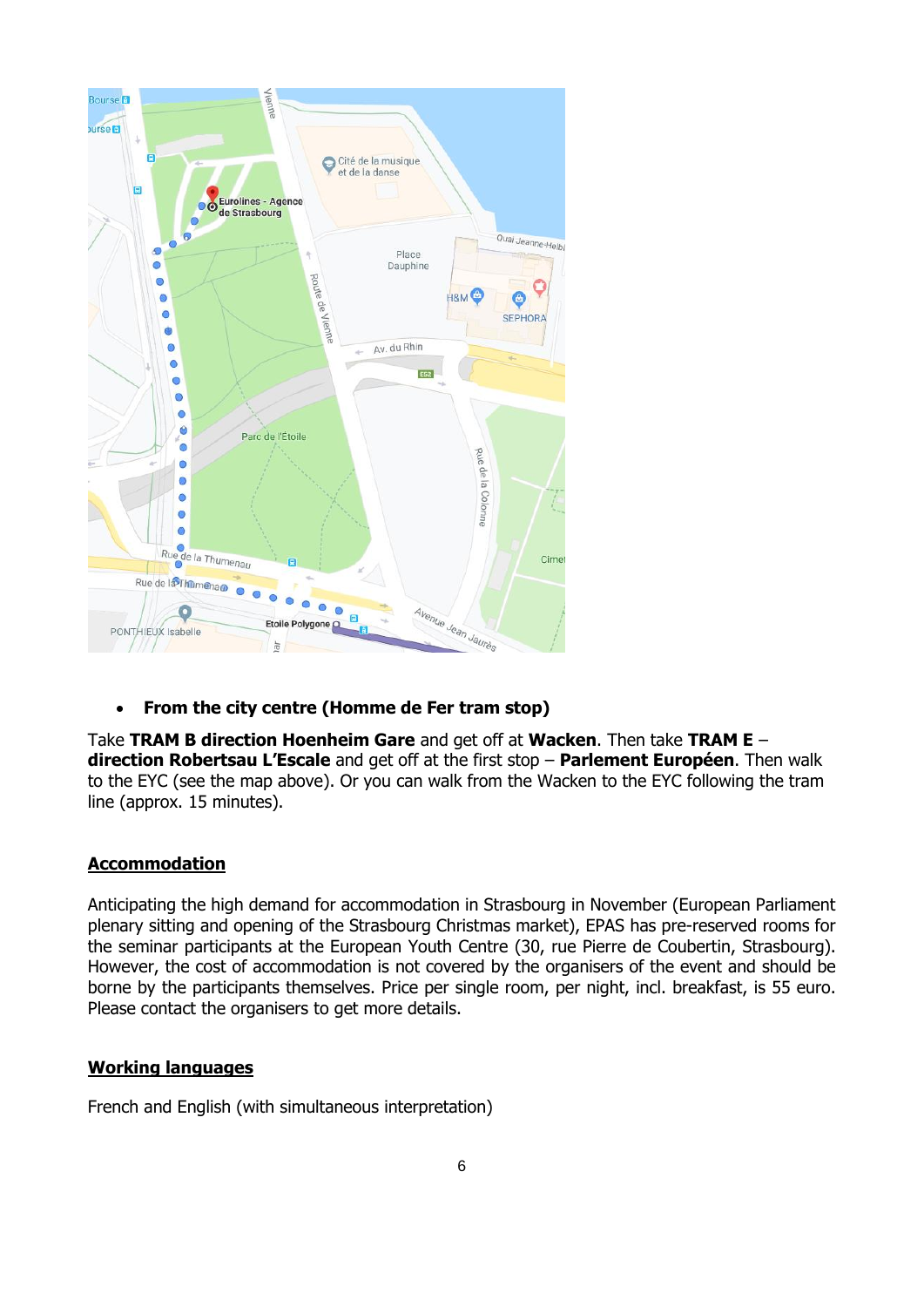- **From the city centre (Homme de Fer tram stop)**

Take **TRAM B direction Hoenheim Gare** and get off at **Wacken**. Then take **TRAM E – direction Robertsau L'Escale** and get off at the first stop – **Parlement Européen**. Then walk to the EYC (see the map above). Or you can walk from the Wacken to the EYC following the tram line (approx. 15 minutes).

## Accommodation

Anticipating the high demand for accommodation in Strasbourg in November (European Parliament plenary sitting and opening of the Strasbourg Christmas market), EPAS has pre-reserved rooms for the seminar participants at the European Youth Centre (30, rue Pierre de Coubertin, Strasbourg). However, the cost of accommodation is not covered by the organisers of the event and should be borne by the participants themselves. Price per single room, per night, incl. breakfast, is 55 euro. Please contact the organisers to get more details.

## Working languages

French and English (with simultaneous interpretation)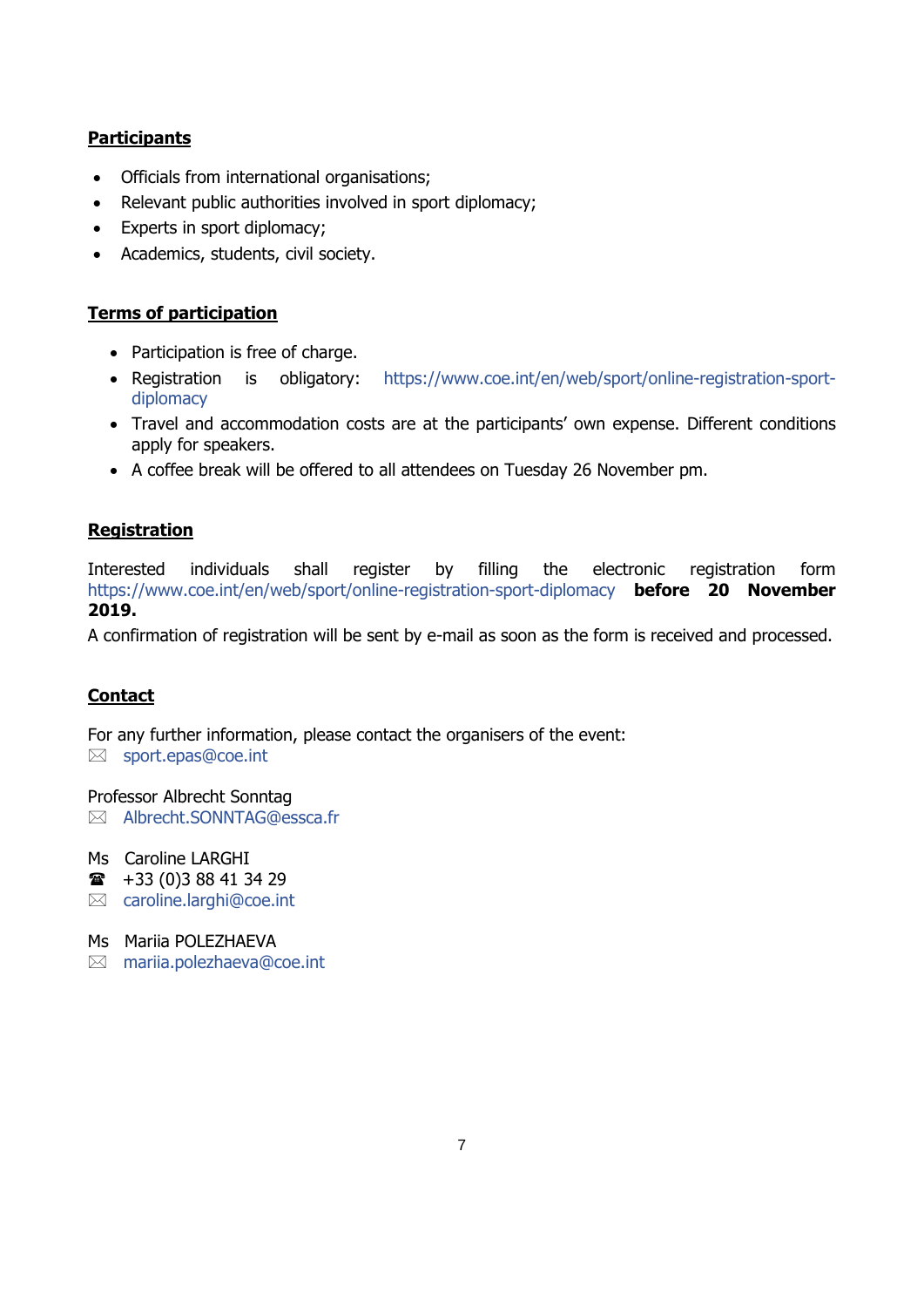## Participants

- Officials from international organisations;
- Relevant public authorities involved in sport diplomacy;
- Experts in sport diplomacy;
- Academics, students, civil society.

## Terms of participation

- Participation is free of charge.
- Registration is obligatory: https://www.coe.int/en/web/sport/online-registration-sport-diplomacy
- Travel and accommodation costs are at the participants' own expense. Different conditions apply for speakers.
- A coffee break will be offered to all attendees on Tuesday 26 November pm.

## Registration

Interested individuals shall register by filling the electronic registration form https://www.coe.int/en/web/sport/online-registration-sport-diplomacy **before 20 November 2019.**

A confirmation of registration will be sent by e-mail as soon as the form is received and processed.

## Contact

For any further information, please contact the organisers of the event:
✉ sport.epas@coe.int

Professor Albrecht Sonntag
✉ Albrecht.SONNTAG@essca.fr

Ms Caroline LARGHI
☎ +33 (0)3 88 41 34 29
✉ caroline.larghi@coe.int

Ms Mariia POLEZHAEVA
✉ mariia.polezhaeva@coe.int